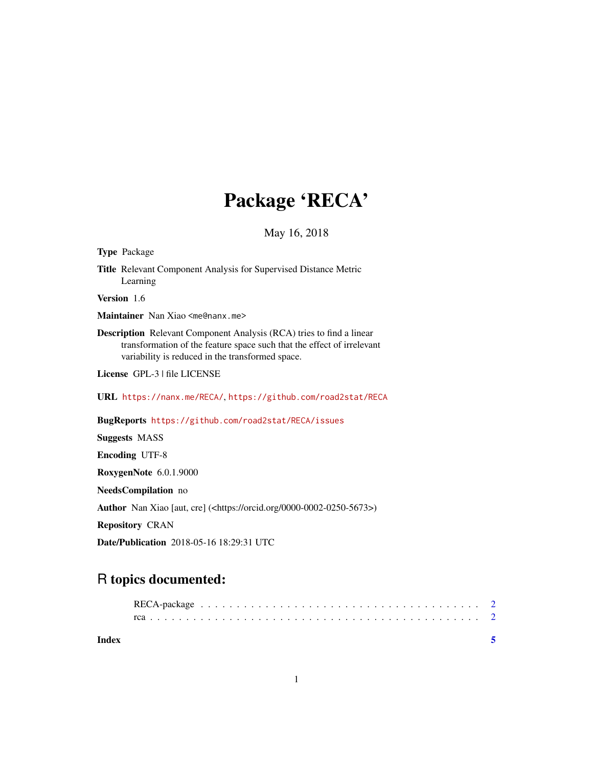# Package 'RECA'

May 16, 2018

**Type** Package

**Title** Relevant Component Analysis for Supervised Distance Metric Learning

**Version** 1.6

**Maintainer** Nan Xiao <me@nanx.me>

**Description** Relevant Component Analysis (RCA) tries to find a linear transformation of the feature space such that the effect of irrelevant variability is reduced in the transformed space.

**License** GPL-3 | file LICENSE

**URL** https://nanx.me/RECA/, https://github.com/road2stat/RECA

**BugReports** https://github.com/road2stat/RECA/issues

**Suggests** MASS

**Encoding** UTF-8

**RoxygenNote** 6.0.1.9000

**NeedsCompilation** no

**Author** Nan Xiao [aut, cre] (<https://orcid.org/0000-0002-0250-5673>)

**Repository** CRAN

**Date/Publication** 2018-05-16 18:29:31 UTC

## R topics documented:

RECA-package . . . . . . . . . . . . . . . . . . . . . . . . . . . . . . . . . . . . . . 2
rca . . . . . . . . . . . . . . . . . . . . . . . . . . . . . . . . . . . . . . . . . . . . 2

**Index** 5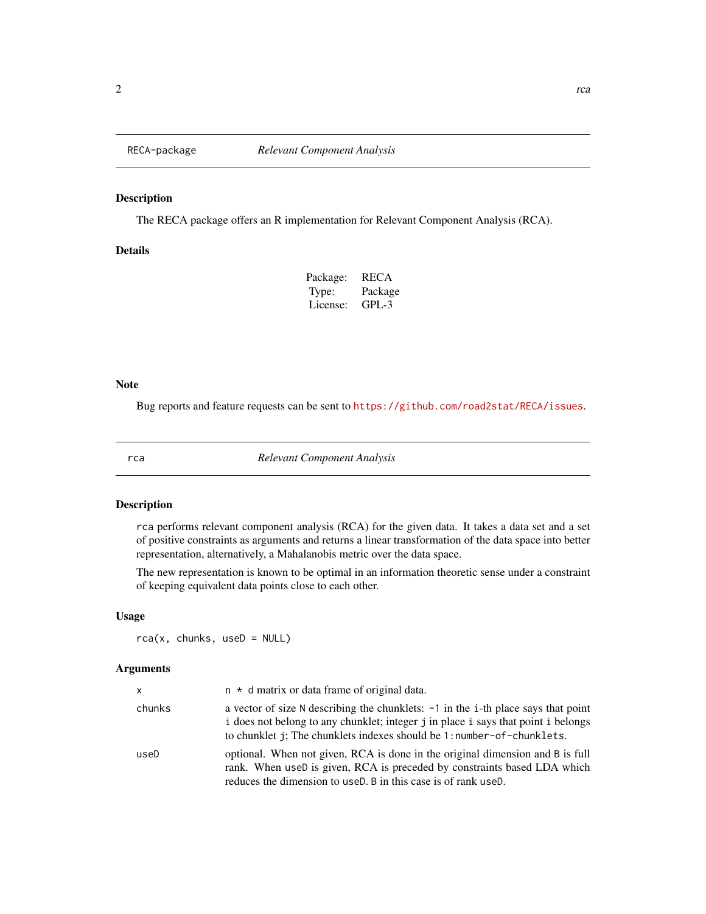## RECA-package *Relevant Component Analysis*

### Description

The RECA package offers an R implementation for Relevant Component Analysis (RCA).

### Details

| | |
|---|---|
| Package: | RECA |
| Type: | Package |
| License: | GPL-3 |

### Note

Bug reports and feature requests can be sent to https://github.com/road2stat/RECA/issues.

## rca *Relevant Component Analysis*

### Description

`rca` performs relevant component analysis (RCA) for the given data. It takes a data set and a set of positive constraints as arguments and returns a linear transformation of the data space into better representation, alternatively, a Mahalanobis metric over the data space.

The new representation is known to be optimal in an information theoretic sense under a constraint of keeping equivalent data points close to each other.

### Usage

```
rca(x, chunks, useD = NULL)
```

### Arguments

| | |
|---|---|
| `x` | `n * d` matrix or data frame of original data. |
| `chunks` | a vector of size `N` describing the chunklets: `-1` in the `i`-th place says that point `i` does not belong to any chunklet; integer `j` in place `i` says that point `i` belongs to chunklet `j`; The chunklets indexes should be `1:number-of-chunklets`. |
| `useD` | optional. When not given, RCA is done in the original dimension and `B` is full rank. When `useD` is given, RCA is preceded by constraints based LDA which reduces the dimension to `useD`. `B` in this case is of rank `useD`. |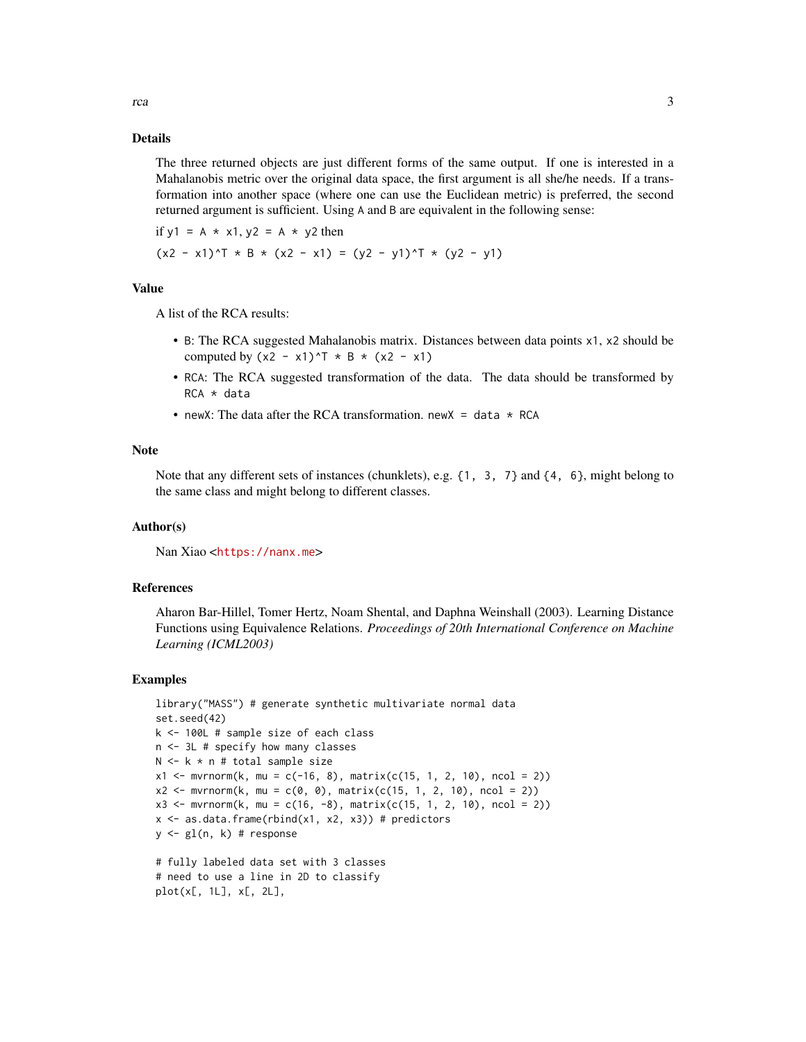## Details

The three returned objects are just different forms of the same output. If one is interested in a Mahalanobis metric over the original data space, the first argument is all she/he needs. If a transformation into another space (where one can use the Euclidean metric) is preferred, the second returned argument is sufficient. Using `A` and `B` are equivalent in the following sense:

if `y1 = A * x1`, `y2 = A * y2` then

`(x2 - x1)^T * B * (x2 - x1) = (y2 - y1)^T * (y2 - y1)`

## Value

A list of the RCA results:

- `B`: The RCA suggested Mahalanobis matrix. Distances between data points `x1`, `x2` should be computed by `(x2 - x1)^T * B * (x2 - x1)`
- `RCA`: The RCA suggested transformation of the data. The data should be transformed by `RCA * data`
- `newX`: The data after the RCA transformation. `newX = data * RCA`

## Note

Note that any different sets of instances (chunklets), e.g. `{1, 3, 7}` and `{4, 6}`, might belong to the same class and might belong to different classes.

## Author(s)

Nan Xiao <https://nanx.me>

## References

Aharon Bar-Hillel, Tomer Hertz, Noam Shental, and Daphna Weinshall (2003). Learning Distance Functions using Equivalence Relations. *Proceedings of 20th International Conference on Machine Learning (ICML2003)*

## Examples

```
library("MASS") # generate synthetic multivariate normal data
set.seed(42)
k <- 100L # sample size of each class
n <- 3L # specify how many classes
N <- k * n # total sample size
x1 <- mvrnorm(k, mu = c(-16, 8), matrix(c(15, 1, 2, 10), ncol = 2))
x2 <- mvrnorm(k, mu = c(0, 0), matrix(c(15, 1, 2, 10), ncol = 2))
x3 <- mvrnorm(k, mu = c(16, -8), matrix(c(15, 1, 2, 10), ncol = 2))
x <- as.data.frame(rbind(x1, x2, x3)) # predictors
y <- gl(n, k) # response

# fully labeled data set with 3 classes
# need to use a line in 2D to classify
plot(x[, 1L], x[, 2L],
```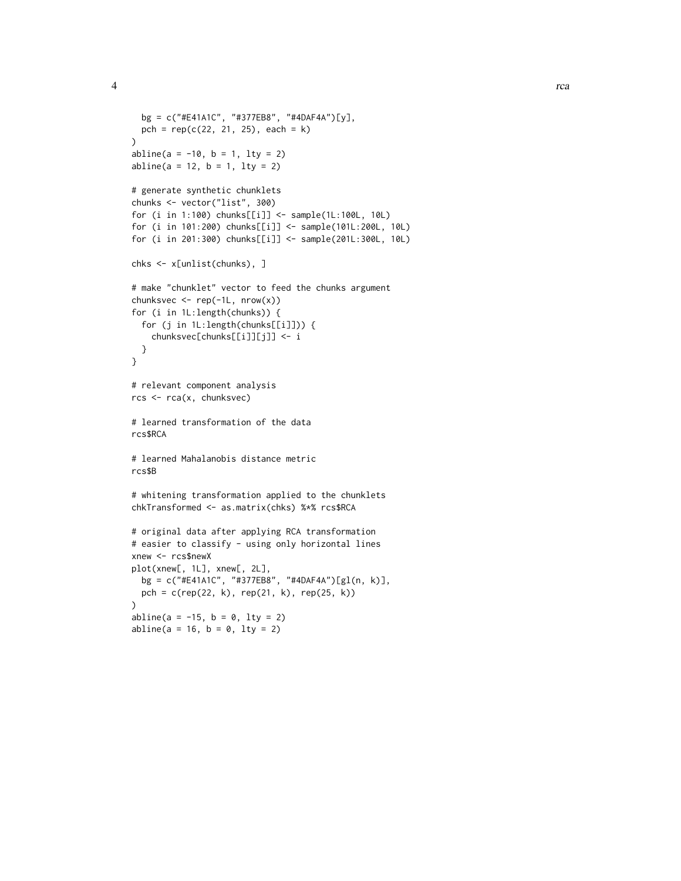```
  bg = c("#E41A1C", "#377EB8", "#4DAF4A")[y],
  pch = rep(c(22, 21, 25), each = k)
)
abline(a = -10, b = 1, lty = 2)
abline(a = 12, b = 1, lty = 2)

# generate synthetic chunklets
chunks <- vector("list", 300)
for (i in 1:100) chunks[[i]] <- sample(1L:100L, 10L)
for (i in 101:200) chunks[[i]] <- sample(101L:200L, 10L)
for (i in 201:300) chunks[[i]] <- sample(201L:300L, 10L)

chks <- x[unlist(chunks), ]

# make "chunklet" vector to feed the chunks argument
chunksvec <- rep(-1L, nrow(x))
for (i in 1L:length(chunks)) {
  for (j in 1L:length(chunks[[i]])) {
    chunksvec[chunks[[i]][j]] <- i
  }
}

# relevant component analysis
rcs <- rca(x, chunksvec)

# learned transformation of the data
rcs$RCA

# learned Mahalanobis distance metric
rcs$B

# whitening transformation applied to the chunklets
chkTransformed <- as.matrix(chks) %*% rcs$RCA

# original data after applying RCA transformation
# easier to classify - using only horizontal lines
xnew <- rcs$newX
plot(xnew[, 1L], xnew[, 2L],
  bg = c("#E41A1C", "#377EB8", "#4DAF4A")[gl(n, k)],
  pch = c(rep(22, k), rep(21, k), rep(25, k))
)
abline(a = -15, b = 0, lty = 2)
abline(a = 16, b = 0, lty = 2)
```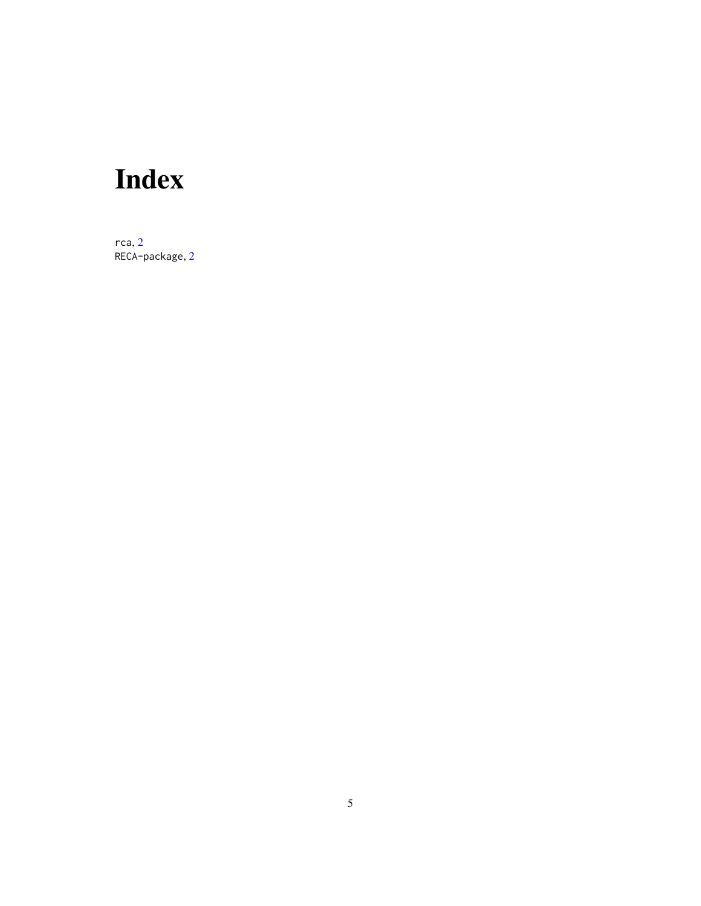# Index

rca, 2
RECA-package, 2